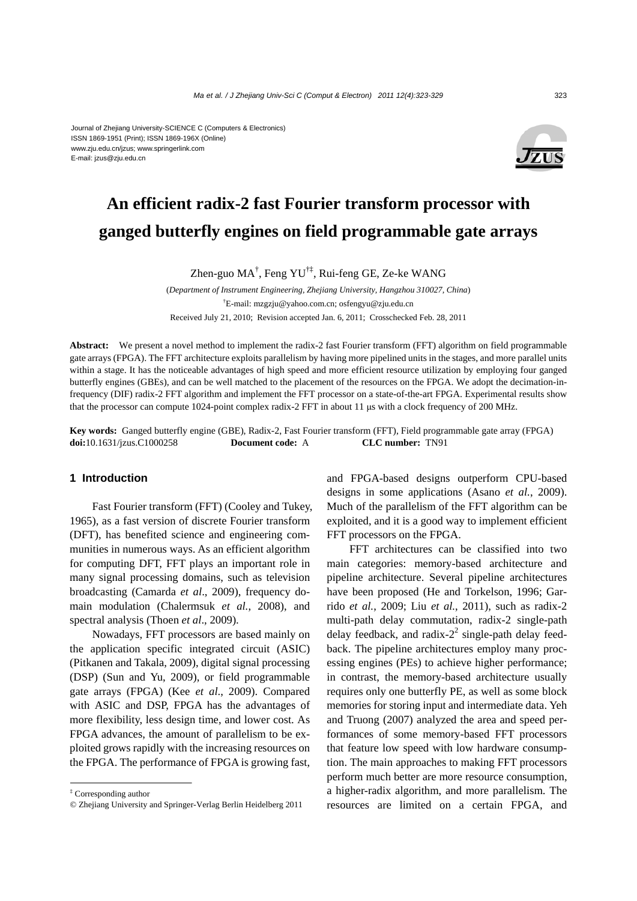Journal of Zhejiang University-SCIENCE C (Computers & Electronics)
ISSN 1869-1951 (Print); ISSN 1869-196X (Online)
www.zju.edu.cn/jzus; www.springerlink.com
E-mail: jzus@zju.edu.cn

# An efficient radix-2 fast Fourier transform processor with ganged butterfly engines on field programmable gate arrays

Zhen-guo MA[†], Feng YU[†‡], Rui-feng GE, Ze-ke WANG

(*Department of Instrument Engineering, Zhejiang University, Hangzhou 310027, China*)

[†]E-mail: mzgzju@yahoo.com.cn; osfengyu@zju.edu.cn

Received July 21, 2010; Revision accepted Jan. 6, 2011; Crosschecked Feb. 28, 2011

**Abstract:** We present a novel method to implement the radix-2 fast Fourier transform (FFT) algorithm on field programmable gate arrays (FPGA). The FFT architecture exploits parallelism by having more pipelined units in the stages, and more parallel units within a stage. It has the noticeable advantages of high speed and more efficient resource utilization by employing four ganged butterfly engines (GBEs), and can be well matched to the placement of the resources on the FPGA. We adopt the decimation-in-frequency (DIF) radix-2 FFT algorithm and implement the FFT processor on a state-of-the-art FPGA. Experimental results show that the processor can compute 1024-point complex radix-2 FFT in about 11 μs with a clock frequency of 200 MHz.

**Key words:** Ganged butterfly engine (GBE), Radix-2, Fast Fourier transform (FFT), Field programmable gate array (FPGA)
**doi:**10.1631/jzus.C1000258 **Document code:** A **CLC number:** TN91

## 1 Introduction

Fast Fourier transform (FFT) (Cooley and Tukey, 1965), as a fast version of discrete Fourier transform (DFT), has benefited science and engineering communities in numerous ways. As an efficient algorithm for computing DFT, FFT plays an important role in many signal processing domains, such as television broadcasting (Camarda *et al*., 2009), frequency domain modulation (Chalermsuk *et al.*, 2008), and spectral analysis (Thoen *et al*., 2009).

Nowadays, FFT processors are based mainly on the application specific integrated circuit (ASIC) (Pitkanen and Takala, 2009), digital signal processing (DSP) (Sun and Yu, 2009), or field programmable gate arrays (FPGA) (Kee *et al*., 2009). Compared with ASIC and DSP, FPGA has the advantages of more flexibility, less design time, and lower cost. As FPGA advances, the amount of parallelism to be exploited grows rapidly with the increasing resources on the FPGA. The performance of FPGA is growing fast, and FPGA-based designs outperform CPU-based designs in some applications (Asano *et al.*, 2009). Much of the parallelism of the FFT algorithm can be exploited, and it is a good way to implement efficient FFT processors on the FPGA.

FFT architectures can be classified into two main categories: memory-based architecture and pipeline architecture. Several pipeline architectures have been proposed (He and Torkelson, 1996; Garrido *et al.*, 2009; Liu *et al.*, 2011), such as radix-2 multi-path delay commutation, radix-2 single-path delay feedback, and radix-$2^2$ single-path delay feedback. The pipeline architectures employ many processing engines (PEs) to achieve higher performance; in contrast, the memory-based architecture usually requires only one butterfly PE, as well as some block memories for storing input and intermediate data. Yeh and Truong (2007) analyzed the area and speed performances of some memory-based FFT processors that feature low speed with low hardware consumption. The main approaches to making FFT processors perform much better are more resource consumption, a higher-radix algorithm, and more parallelism. The resources are limited on a certain FPGA, and

[‡] Corresponding author

© Zhejiang University and Springer-Verlag Berlin Heidelberg 2011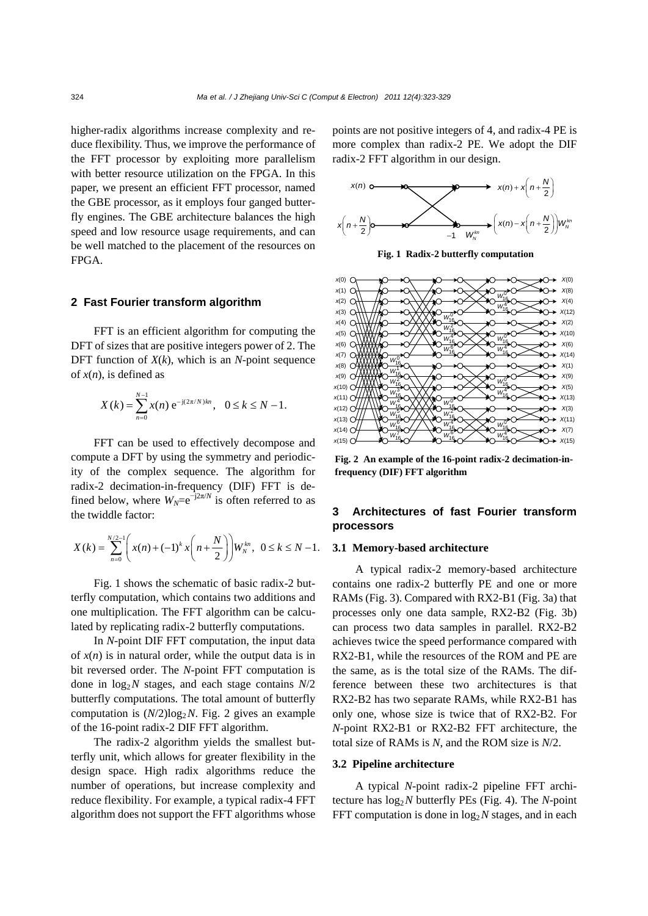higher-radix algorithms increase complexity and reduce flexibility. Thus, we improve the performance of the FFT processor by exploiting more parallelism with better resource utilization on the FPGA. In this paper, we present an efficient FFT processor, named the GBE processor, as it employs four ganged butterfly engines. The GBE architecture balances the high speed and low resource usage requirements, and can be well matched to the placement of the resources on FPGA.

## 2 Fast Fourier transform algorithm

FFT is an efficient algorithm for computing the DFT of sizes that are positive integers power of 2. The DFT function of $X(k)$, which is an $N$-point sequence of $x(n)$, is defined as

$$X(k)=\sum_{n=0}^{N-1} x(n)\,\mathrm{e}^{-\mathrm{j}(2\pi/N)kn},\quad 0\le k\le N-1.$$

FFT can be used to effectively decompose and compute a DFT by using the symmetry and periodicity of the complex sequence. The algorithm for radix-2 decimation-in-frequency (DIF) FFT is defined below, where $W_N=\mathrm{e}^{-\mathrm{j}2\pi/N}$ is often referred to as the twiddle factor:

$$X(k)=\sum_{n=0}^{N/2-1}\left(x(n)+(-1)^k x\left(n+\frac{N}{2}\right)\right)W_N^{kn},\quad 0\le k\le N-1.$$

Fig. 1 shows the schematic of basic radix-2 butterfly computation, which contains two additions and one multiplication. The FFT algorithm can be calculated by replicating radix-2 butterfly computations.

In $N$-point DIF FFT computation, the input data of $x(n)$ is in natural order, while the output data is in bit reversed order. The $N$-point FFT computation is done in $\log_2 N$ stages, and each stage contains $N/2$ butterfly computations. The total amount of butterfly computation is $(N/2)\log_2 N$. Fig. 2 gives an example of the 16-point radix-2 DIF FFT algorithm.

The radix-2 algorithm yields the smallest butterfly unit, which allows for greater flexibility in the design space. High radix algorithms reduce the number of operations, but increase complexity and reduce flexibility. For example, a typical radix-4 FFT algorithm does not support the FFT algorithms whose points are not positive integers of 4, and radix-4 PE is more complex than radix-2 PE. We adopt the DIF radix-2 FFT algorithm in our design.

**Fig. 1 Radix-2 butterfly computation**

**Fig. 2 An example of the 16-point radix-2 decimation-in-frequency (DIF) FFT algorithm**

## 3 Architectures of fast Fourier transform processors

### 3.1 Memory-based architecture

A typical radix-2 memory-based architecture contains one radix-2 butterfly PE and one or more RAMs (Fig. 3). Compared with RX2-B1 (Fig. 3a) that processes only one data sample, RX2-B2 (Fig. 3b) can process two data samples in parallel. RX2-B2 achieves twice the speed performance compared with RX2-B1, while the resources of the ROM and PE are the same, as is the total size of the RAMs. The difference between these two architectures is that RX2-B2 has two separate RAMs, while RX2-B1 has only one, whose size is twice that of RX2-B2. For $N$-point RX2-B1 or RX2-B2 FFT architecture, the total size of RAMs is $N$, and the ROM size is $N/2$.

### 3.2 Pipeline architecture

A typical $N$-point radix-2 pipeline FFT architecture has $\log_2 N$ butterfly PEs (Fig. 4). The $N$-point FFT computation is done in $\log_2 N$ stages, and in each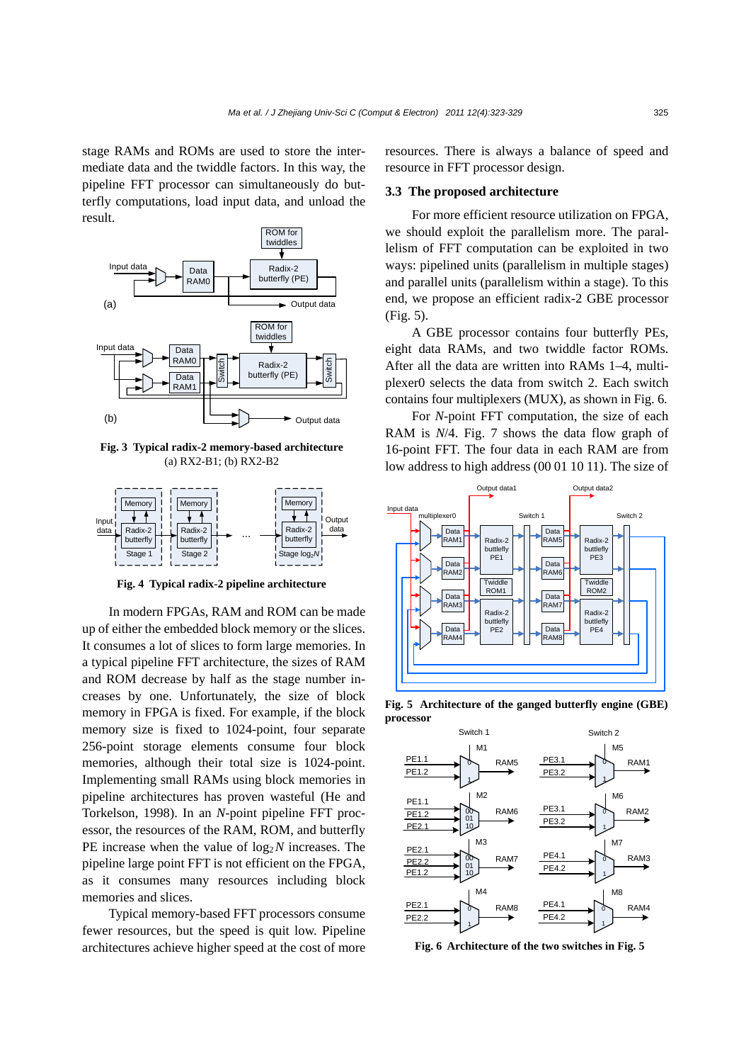stage RAMs and ROMs are used to store the intermediate data and the twiddle factors. In this way, the pipeline FFT processor can simultaneously do butterfly computations, load input data, and unload the result.

**Fig. 3 Typical radix-2 memory-based architecture**
(a) RX2-B1; (b) RX2-B2

**Fig. 4 Typical radix-2 pipeline architecture**

In modern FPGAs, RAM and ROM can be made up of either the embedded block memory or the slices. It consumes a lot of slices to form large memories. In a typical pipeline FFT architecture, the sizes of RAM and ROM decrease by half as the stage number increases by one. Unfortunately, the size of block memory in FPGA is fixed. For example, if the block memory size is fixed to 1024-point, four separate 256-point storage elements consume four block memories, although their total size is 1024-point. Implementing small RAMs using block memories in pipeline architectures has proven wasteful (He and Torkelson, 1998). In an *N*-point pipeline FFT processor, the resources of the RAM, ROM, and butterfly PE increase when the value of $\log_2 N$ increases. The pipeline large point FFT is not efficient on the FPGA, as it consumes many resources including block memories and slices.

Typical memory-based FFT processors consume fewer resources, but the speed is quit low. Pipeline architectures achieve higher speed at the cost of more resources. There is always a balance of speed and resource in FFT processor design.

### 3.3 The proposed architecture

For more efficient resource utilization on FPGA, we should exploit the parallelism more. The parallelism of FFT computation can be exploited in two ways: pipelined units (parallelism in multiple stages) and parallel units (parallelism within a stage). To this end, we propose an efficient radix-2 GBE processor (Fig. 5).

A GBE processor contains four butterfly PEs, eight data RAMs, and two twiddle factor ROMs. After all the data are written into RAMs 1–4, multiplexer0 selects the data from switch 2. Each switch contains four multiplexers (MUX), as shown in Fig. 6.

For *N*-point FFT computation, the size of each RAM is *N*/4. Fig. 7 shows the data flow graph of 16-point FFT. The four data in each RAM are from low address to high address (00 01 10 11). The size of

**Fig. 5 Architecture of the ganged butterfly engine (GBE) processor**

**Fig. 6 Architecture of the two switches in Fig. 5**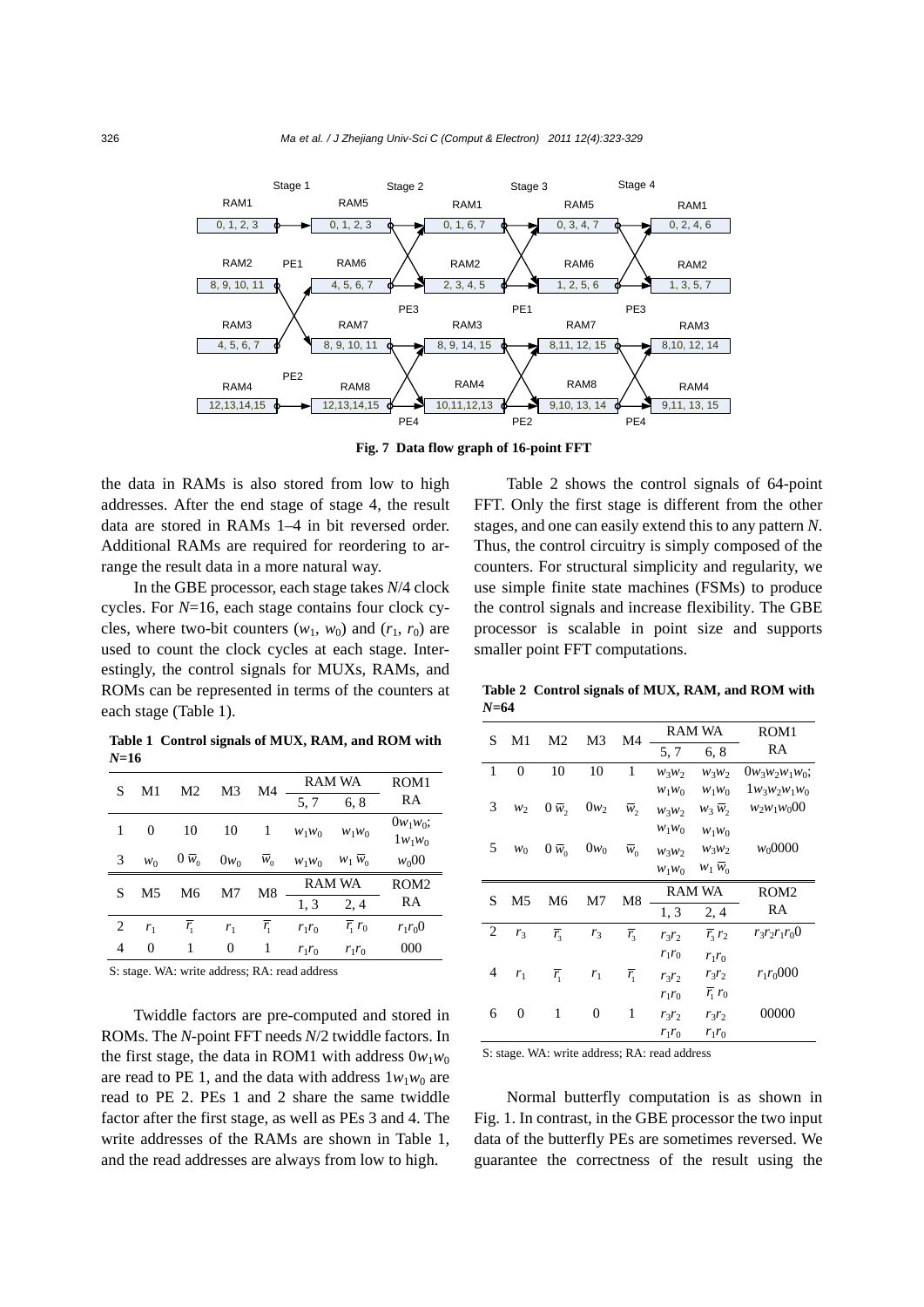Fig. 7 Data flow graph of 16-point FFT

the data in RAMs is also stored from low to high addresses. After the end stage of stage 4, the result data are stored in RAMs 1–4 in bit reversed order. Additional RAMs are required for reordering to arrange the result data in a more natural way.

In the GBE processor, each stage takes $N/4$ clock cycles. For $N$=16, each stage contains four clock cycles, where two-bit counters ($w_1$, $w_0$) and ($r_1$, $r_0$) are used to count the clock cycles at each stage. Interestingly, the control signals for MUXs, RAMs, and ROMs can be represented in terms of the counters at each stage (Table 1).

**Table 1 Control signals of MUX, RAM, and ROM with $N$=16**

| S | M1 | M2 | M3 | M4 | RAM WA | | ROM1 |
|---|---|---|---|---|---|---|---|
| | | | | | 5, 7 | 6, 8 | RA |
| 1 | 0 | 10 | 10 | 1 | $w_1w_0$ | $w_1w_0$ | $0w_1w_0$; $1w_1w_0$ |
| 3 | $w_0$ | $0\overline{w}_0$ | $0w_0$ | $\overline{w}_0$ | $w_1w_0$ | $w_1\overline{w}_0$ | $w_0 00$ |
| S | M5 | M6 | M7 | M8 | RAM WA | | ROM2 |
| | | | | | 1, 3 | 2, 4 | RA |
| 2 | $r_1$ | $\overline{r}_1$ | $r_1$ | $\overline{r}_1$ | $r_1r_0$ | $\overline{r}_1 r_0$ | $r_1r_0 0$ |
| 4 | 0 | 1 | 0 | 1 | $r_1r_0$ | $r_1r_0$ | 000 |

S: stage. WA: write address; RA: read address

Twiddle factors are pre-computed and stored in ROMs. The $N$-point FFT needs $N/2$ twiddle factors. In the first stage, the data in ROM1 with address $0w_1w_0$ are read to PE 1, and the data with address $1w_1w_0$ are read to PE 2. PEs 1 and 2 share the same twiddle factor after the first stage, as well as PEs 3 and 4. The write addresses of the RAMs are shown in Table 1, and the read addresses are always from low to high.

Table 2 shows the control signals of 64-point FFT. Only the first stage is different from the other stages, and one can easily extend this to any pattern $N$. Thus, the control circuitry is simply composed of the counters. For structural simplicity and regularity, we use simple finite state machines (FSMs) to produce the control signals and increase flexibility. The GBE processor is scalable in point size and supports smaller point FFT computations.

**Table 2 Control signals of MUX, RAM, and ROM with $N$=64**

| S | M1 | M2 | M3 | M4 | RAM WA | | ROM1 |
|---|---|---|---|---|---|---|---|
| | | | | | 5, 7 | 6, 8 | RA |
| 1 | 0 | 10 | 10 | 1 | $w_3w_2$ $w_1w_0$ | $w_3w_2$ $w_1w_0$ | $0w_3w_2w_1w_0$; $1w_3w_2w_1w_0$ |
| 3 | $w_2$ | $0\overline{w}_2$ | $0w_2$ | $\overline{w}_2$ | $w_3w_2$ $w_1w_0$ | $w_3\overline{w}_2$ $w_1w_0$ | $w_2w_1w_0 00$ |
| 5 | $w_0$ | $0\overline{w}_0$ | $0w_0$ | $\overline{w}_0$ | $w_3w_2$ $w_1w_0$ | $w_3w_2$ $w_1\overline{w}_0$ | $w_0 0000$ |
| S | M5 | M6 | M7 | M8 | RAM WA | | ROM2 |
| | | | | | 1, 3 | 2, 4 | RA |
| 2 | $r_3$ | $\overline{r}_3$ | $r_3$ | $\overline{r}_3$ | $r_3r_2$ $r_1r_0$ | $\overline{r}_3 r_2$ $r_1r_0$ | $r_3r_2r_1r_0 0$ |
| 4 | $r_1$ | $\overline{r}_1$ | $r_1$ | $\overline{r}_1$ | $r_3r_2$ $r_1r_0$ | $r_3r_2$ $\overline{r}_1 r_0$ | $r_1r_0 000$ |
| 6 | 0 | 1 | 0 | 1 | $r_3r_2$ $r_1r_0$ | $r_3r_2$ $r_1r_0$ | 00000 |

S: stage. WA: write address; RA: read address

Normal butterfly computation is as shown in Fig. 1. In contrast, in the GBE processor the two input data of the butterfly PEs are sometimes reversed. We guarantee the correctness of the result using the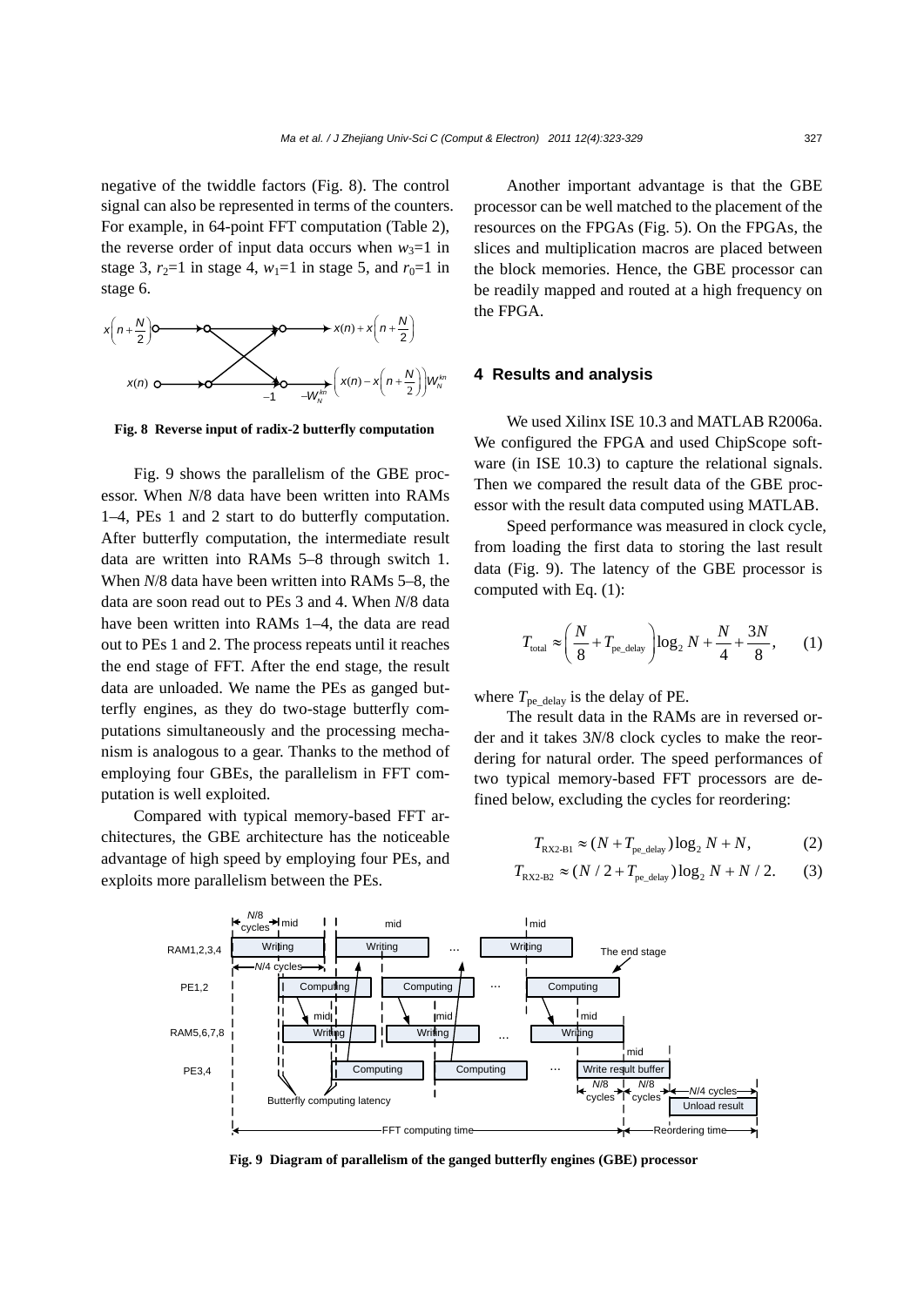negative of the twiddle factors (Fig. 8). The control signal can also be represented in terms of the counters. For example, in 64-point FFT computation (Table 2), the reverse order of input data occurs when $w_3$=1 in stage 3, $r_2$=1 in stage 4, $w_1$=1 in stage 5, and $r_0$=1 in stage 6.

**Fig. 8 Reverse input of radix-2 butterfly computation**

Fig. 9 shows the parallelism of the GBE processor. When $N$/8 data have been written into RAMs 1–4, PEs 1 and 2 start to do butterfly computation. After butterfly computation, the intermediate result data are written into RAMs 5–8 through switch 1. When $N$/8 data have been written into RAMs 5–8, the data are soon read out to PEs 3 and 4. When $N$/8 data have been written into RAMs 1–4, the data are read out to PEs 1 and 2. The process repeats until it reaches the end stage of FFT. After the end stage, the result data are unloaded. We name the PEs as ganged butterfly engines, as they do two-stage butterfly computations simultaneously and the processing mechanism is analogous to a gear. Thanks to the method of employing four GBEs, the parallelism in FFT computation is well exploited.

Compared with typical memory-based FFT architectures, the GBE architecture has the noticeable advantage of high speed by employing four PEs, and exploits more parallelism between the PEs.

Another important advantage is that the GBE processor can be well matched to the placement of the resources on the FPGAs (Fig. 5). On the FPGAs, the slices and multiplication macros are placed between the block memories. Hence, the GBE processor can be readily mapped and routed at a high frequency on the FPGA.

## 4 Results and analysis

We used Xilinx ISE 10.3 and MATLAB R2006a. We configured the FPGA and used ChipScope software (in ISE 10.3) to capture the relational signals. Then we compared the result data of the GBE processor with the result data computed using MATLAB.

Speed performance was measured in clock cycle, from loading the first data to storing the last result data (Fig. 9). The latency of the GBE processor is computed with Eq. (1):

$$T_{\text{total}} \approx \left(\frac{N}{8} + T_{\text{pe\_delay}}\right)\log_2 N + \frac{N}{4} + \frac{3N}{8}, \quad (1)$$

where $T_{\text{pe\_delay}}$ is the delay of PE.

The result data in the RAMs are in reversed order and it takes 3$N$/8 clock cycles to make the reordering for natural order. The speed performances of two typical memory-based FFT processors are defined below, excluding the cycles for reordering:

$$T_{\text{RX2-B1}} \approx (N + T_{\text{pe\_delay}})\log_2 N + N, \quad (2)$$

$$T_{\text{RX2-B2}} \approx (N/2 + T_{\text{pe\_delay}})\log_2 N + N/2. \quad (3)$$

**Fig. 9 Diagram of parallelism of the ganged butterfly engines (GBE) processor**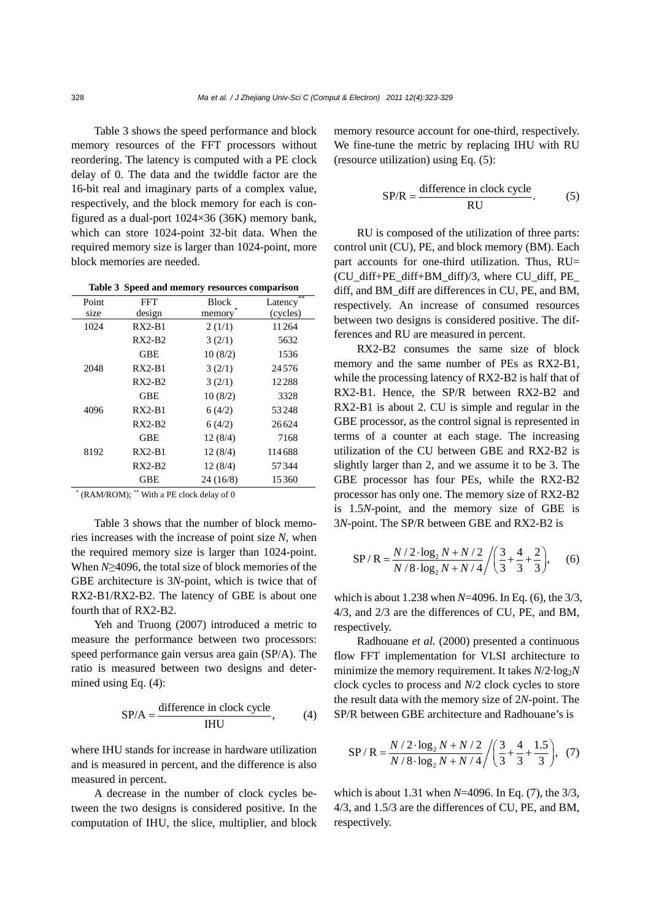Table 3 shows the speed performance and block memory resources of the FFT processors without reordering. The latency is computed with a PE clock delay of 0. The data and the twiddle factor are the 16-bit real and imaginary parts of a complex value, respectively, and the block memory for each is configured as a dual-port 1024×36 (36K) memory bank, which can store 1024-point 32-bit data. When the required memory size is larger than 1024-point, more block memories are needed.

**Table 3 Speed and memory resources comparison**

| Point size | FFT design | Block memory* | Latency** (cycles) |
|---|---|---|---|
| 1024 | RX2-B1 | 2 (1/1) | 11264 |
| | RX2-B2 | 3 (2/1) | 5632 |
| | GBE | 10 (8/2) | 1536 |
| 2048 | RX2-B1 | 3 (2/1) | 24576 |
| | RX2-B2 | 3 (2/1) | 12288 |
| | GBE | 10 (8/2) | 3328 |
| 4096 | RX2-B1 | 6 (4/2) | 53248 |
| | RX2-B2 | 6 (4/2) | 26624 |
| | GBE | 12 (8/4) | 7168 |
| 8192 | RX2-B1 | 12 (8/4) | 114688 |
| | RX2-B2 | 12 (8/4) | 57344 |
| | GBE | 24 (16/8) | 15360 |

\* (RAM/ROM); ** With a PE clock delay of 0

Table 3 shows that the number of block memories increases with the increase of point size $N$, when the required memory size is larger than 1024-point. When $N \geq 4096$, the total size of block memories of the GBE architecture is 3$N$-point, which is twice that of RX2-B1/RX2-B2. The latency of GBE is about one fourth that of RX2-B2.

Yeh and Truong (2007) introduced a metric to measure the performance between two processors: speed performance gain versus area gain (SP/A). The ratio is measured between two designs and determined using Eq. (4):

$$\text{SP/A} = \frac{\text{difference in clock cycle}}{\text{IHU}}, \qquad (4)$$

where IHU stands for increase in hardware utilization and is measured in percent, and the difference is also measured in percent.

A decrease in the number of clock cycles between the two designs is considered positive. In the computation of IHU, the slice, multiplier, and block memory resource account for one-third, respectively. We fine-tune the metric by replacing IHU with RU (resource utilization) using Eq. (5):

$$\text{SP/R} = \frac{\text{difference in clock cycle}}{\text{RU}}. \qquad (5)$$

RU is composed of the utilization of three parts: control unit (CU), PE, and block memory (BM). Each part accounts for one-third utilization. Thus, RU=(CU_diff+PE_diff+BM_diff)/3, where CU_diff, PE_diff, and BM_diff are differences in CU, PE, and BM, respectively. An increase of consumed resources between two designs is considered positive. The differences and RU are measured in percent.

RX2-B2 consumes the same size of block memory and the same number of PEs as RX2-B1, while the processing latency of RX2-B2 is half that of RX2-B1. Hence, the SP/R between RX2-B2 and RX2-B1 is about 2. CU is simple and regular in the GBE processor, as the control signal is represented in terms of a counter at each stage. The increasing utilization of the CU between GBE and RX2-B2 is slightly larger than 2, and we assume it to be 3. The GBE processor has four PEs, while the RX2-B2 processor has only one. The memory size of RX2-B2 is 1.5$N$-point, and the memory size of GBE is 3$N$-point. The SP/R between GBE and RX2-B2 is

$$\text{SP/R} = \frac{N/2 \cdot \log_2 N + N/2}{N/8 \cdot \log_2 N + N/4} \Big/ \left(\frac{3}{3} + \frac{4}{3} + \frac{2}{3}\right), \qquad (6)$$

which is about 1.238 when $N$=4096. In Eq. (6), the 3/3, 4/3, and 2/3 are the differences of CU, PE, and BM, respectively.

Radhouane *et al.* (2000) presented a continuous flow FFT implementation for VLSI architecture to minimize the memory requirement. It takes $N/2 \cdot \log_2 N$ clock cycles to process and $N/2$ clock cycles to store the result data with the memory size of 2$N$-point. The SP/R between GBE architecture and Radhouane's is

$$\text{SP/R} = \frac{N/2 \cdot \log_2 N + N/2}{N/8 \cdot \log_2 N + N/4} \Big/ \left(\frac{3}{3} + \frac{4}{3} + \frac{1.5}{3}\right), \qquad (7)$$

which is about 1.31 when $N$=4096. In Eq. (7), the 3/3, 4/3, and 1.5/3 are the differences of CU, PE, and BM, respectively.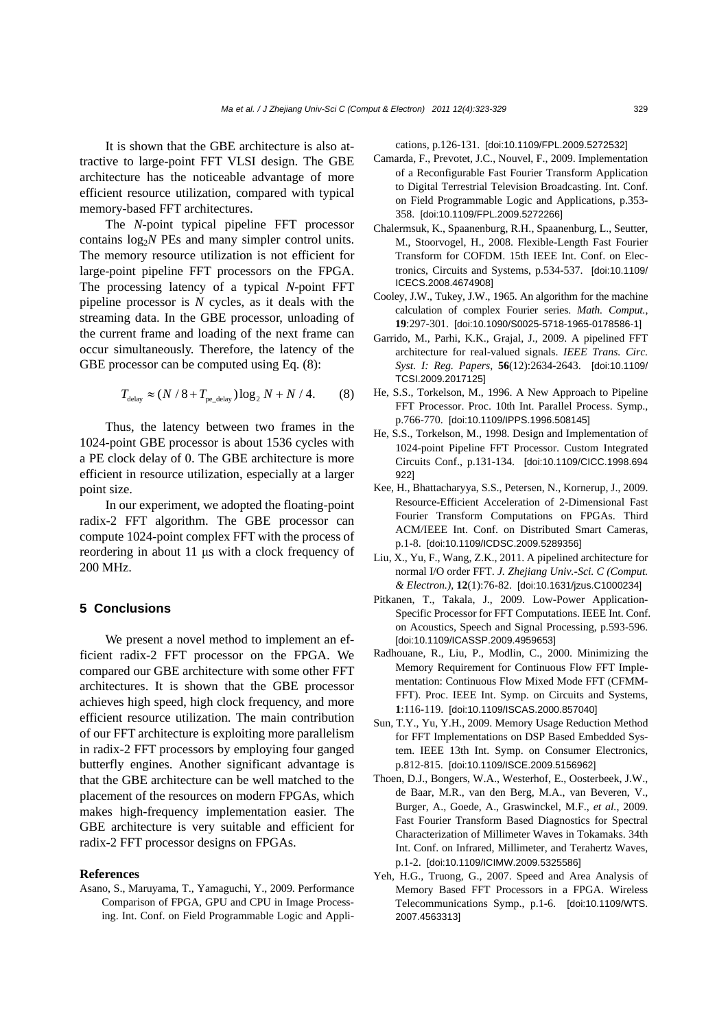It is shown that the GBE architecture is also attractive to large-point FFT VLSI design. The GBE architecture has the noticeable advantage of more efficient resource utilization, compared with typical memory-based FFT architectures.

The $N$-point typical pipeline FFT processor contains $\log_2 N$ PEs and many simpler control units. The memory resource utilization is not efficient for large-point pipeline FFT processors on the FPGA. The processing latency of a typical $N$-point FFT pipeline processor is $N$ cycles, as it deals with the streaming data. In the GBE processor, unloading of the current frame and loading of the next frame can occur simultaneously. Therefore, the latency of the GBE processor can be computed using Eq. (8):

$$T_{\text{delay}} \approx (N/8 + T_{\text{pe\_delay}})\log_2 N + N/4. \tag{8}$$

Thus, the latency between two frames in the 1024-point GBE processor is about 1536 cycles with a PE clock delay of 0. The GBE architecture is more efficient in resource utilization, especially at a larger point size.

In our experiment, we adopted the floating-point radix-2 FFT algorithm. The GBE processor can compute 1024-point complex FFT with the process of reordering in about 11 μs with a clock frequency of 200 MHz.

## 5 Conclusions

We present a novel method to implement an efficient radix-2 FFT processor on the FPGA. We compared our GBE architecture with some other FFT architectures. It is shown that the GBE processor achieves high speed, high clock frequency, and more efficient resource utilization. The main contribution of our FFT architecture is exploiting more parallelism in radix-2 FFT processors by employing four ganged butterfly engines. Another significant advantage is that the GBE architecture can be well matched to the placement of the resources on modern FPGAs, which makes high-frequency implementation easier. The GBE architecture is very suitable and efficient for radix-2 FFT processor designs on FPGAs.

### References

Asano, S., Maruyama, T., Yamaguchi, Y., 2009. Performance Comparison of FPGA, GPU and CPU in Image Processing. Int. Conf. on Field Programmable Logic and Applications, p.126-131. [doi:10.1109/FPL.2009.5272532]

Camarda, F., Prevotet, J.C., Nouvel, F., 2009. Implementation of a Reconfigurable Fast Fourier Transform Application to Digital Terrestrial Television Broadcasting. Int. Conf. on Field Programmable Logic and Applications, p.353-358. [doi:10.1109/FPL.2009.5272266]

Chalermsuk, K., Spaanenburg, R.H., Spaanenburg, L., Seutter, M., Stoorvogel, H., 2008. Flexible-Length Fast Fourier Transform for COFDM. 15th IEEE Int. Conf. on Electronics, Circuits and Systems, p.534-537. [doi:10.1109/ICECS.2008.4674908]

Cooley, J.W., Tukey, J.W., 1965. An algorithm for the machine calculation of complex Fourier series. *Math. Comput.*, **19**:297-301. [doi:10.1090/S0025-5718-1965-0178586-1]

Garrido, M., Parhi, K.K., Grajal, J., 2009. A pipelined FFT architecture for real-valued signals. *IEEE Trans. Circ. Syst. I: Reg. Papers*, **56**(12):2634-2643. [doi:10.1109/TCSI.2009.2017125]

He, S.S., Torkelson, M., 1996. A New Approach to Pipeline FFT Processor. Proc. 10th Int. Parallel Process. Symp., p.766-770. [doi:10.1109/IPPS.1996.508145]

He, S.S., Torkelson, M., 1998. Design and Implementation of 1024-point Pipeline FFT Processor. Custom Integrated Circuits Conf., p.131-134. [doi:10.1109/CICC.1998.694922]

Kee, H., Bhattacharyya, S.S., Petersen, N., Kornerup, J., 2009. Resource-Efficient Acceleration of 2-Dimensional Fast Fourier Transform Computations on FPGAs. Third ACM/IEEE Int. Conf. on Distributed Smart Cameras, p.1-8. [doi:10.1109/ICDSC.2009.5289356]

Liu, X., Yu, F., Wang, Z.K., 2011. A pipelined architecture for normal I/O order FFT. *J. Zhejiang Univ.-Sci. C (Comput. & Electron.)*, **12**(1):76-82. [doi:10.1631/jzus.C1000234]

Pitkanen, T., Takala, J., 2009. Low-Power Application-Specific Processor for FFT Computations. IEEE Int. Conf. on Acoustics, Speech and Signal Processing, p.593-596. [doi:10.1109/ICASSP.2009.4959653]

Radhouane, R., Liu, P., Modlin, C., 2000. Minimizing the Memory Requirement for Continuous Flow FFT Implementation: Continuous Flow Mixed Mode FFT (CFMM-FFT). Proc. IEEE Int. Symp. on Circuits and Systems, **1**:116-119. [doi:10.1109/ISCAS.2000.857040]

Sun, T.Y., Yu, Y.H., 2009. Memory Usage Reduction Method for FFT Implementations on DSP Based Embedded System. IEEE 13th Int. Symp. on Consumer Electronics, p.812-815. [doi:10.1109/ISCE.2009.5156962]

Thoen, D.J., Bongers, W.A., Westerhof, E., Oosterbeek, J.W., de Baar, M.R., van den Berg, M.A., van Beveren, V., Burger, A., Goede, A., Graswinckel, M.F., *et al.*, 2009. Fast Fourier Transform Based Diagnostics for Spectral Characterization of Millimeter Waves in Tokamaks. 34th Int. Conf. on Infrared, Millimeter, and Terahertz Waves, p.1-2. [doi:10.1109/ICIMW.2009.5325586]

Yeh, H.G., Truong, G., 2007. Speed and Area Analysis of Memory Based FFT Processors in a FPGA. Wireless Telecommunications Symp., p.1-6. [doi:10.1109/WTS.2007.4563313]